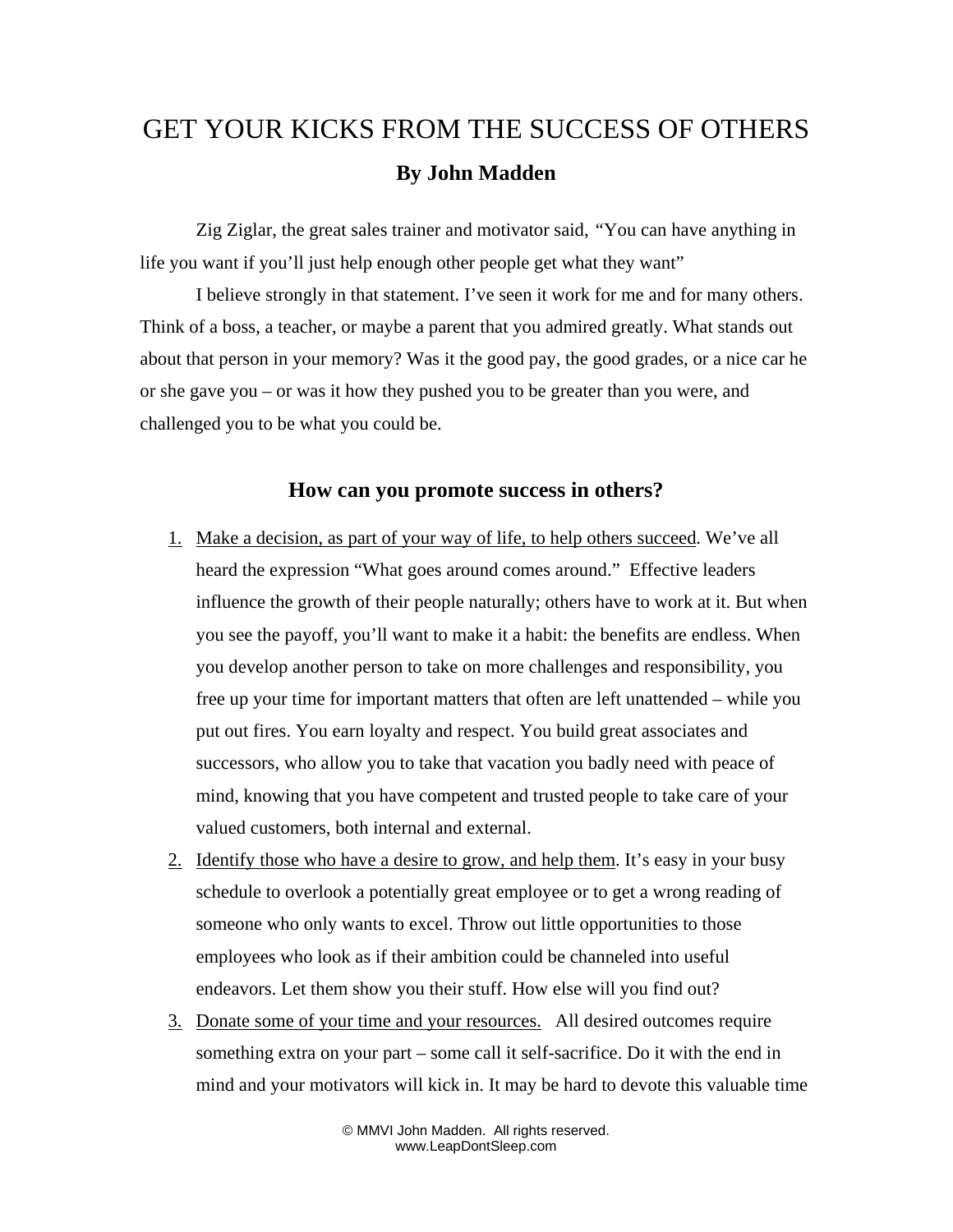# GET YOUR KICKS FROM THE SUCCESS OF OTHERS

**By John Madden**

Zig Ziglar, the great sales trainer and motivator said, "You can have anything in life you want if you'll just help enough other people get what they want"

I believe strongly in that statement. I've seen it work for me and for many others. Think of a boss, a teacher, or maybe a parent that you admired greatly. What stands out about that person in your memory? Was it the good pay, the good grades, or a nice car he or she gave you – or was it how they pushed you to be greater than you were, and challenged you to be what you could be.

## How can you promote success in others?

1. Make a decision, as part of your way of life, to help others succeed. We've all heard the expression "What goes around comes around." Effective leaders influence the growth of their people naturally; others have to work at it. But when you see the payoff, you'll want to make it a habit: the benefits are endless. When you develop another person to take on more challenges and responsibility, you free up your time for important matters that often are left unattended – while you put out fires. You earn loyalty and respect. You build great associates and successors, who allow you to take that vacation you badly need with peace of mind, knowing that you have competent and trusted people to take care of your valued customers, both internal and external.
2. Identify those who have a desire to grow, and help them. It's easy in your busy schedule to overlook a potentially great employee or to get a wrong reading of someone who only wants to excel. Throw out little opportunities to those employees who look as if their ambition could be channeled into useful endeavors. Let them show you their stuff. How else will you find out?
3. Donate some of your time and your resources. All desired outcomes require something extra on your part – some call it self-sacrifice. Do it with the end in mind and your motivators will kick in. It may be hard to devote this valuable time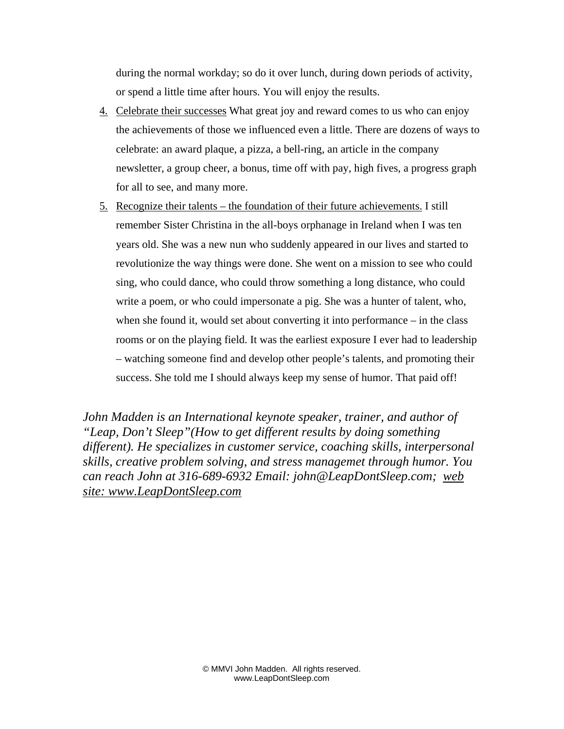during the normal workday; so do it over lunch, during down periods of activity, or spend a little time after hours. You will enjoy the results.

4. Celebrate their successes What great joy and reward comes to us who can enjoy the achievements of those we influenced even a little. There are dozens of ways to celebrate: an award plaque, a pizza, a bell-ring, an article in the company newsletter, a group cheer, a bonus, time off with pay, high fives, a progress graph for all to see, and many more.
5. Recognize their talents – the foundation of their future achievements. I still remember Sister Christina in the all-boys orphanage in Ireland when I was ten years old. She was a new nun who suddenly appeared in our lives and started to revolutionize the way things were done. She went on a mission to see who could sing, who could dance, who could throw something a long distance, who could write a poem, or who could impersonate a pig. She was a hunter of talent, who, when she found it, would set about converting it into performance – in the class rooms or on the playing field. It was the earliest exposure I ever had to leadership – watching someone find and develop other people's talents, and promoting their success. She told me I should always keep my sense of humor. That paid off!

*John Madden is an International keynote speaker, trainer, and author of "Leap, Don't Sleep"(How to get different results by doing something different). He specializes in customer service, coaching skills, interpersonal skills, creative problem solving, and stress managemet through humor. You can reach John at 316-689-6932 Email: john@LeapDontSleep.com; web site: www.LeapDontSleep.com*

© MMVI John Madden. All rights reserved.
www.LeapDontSleep.com